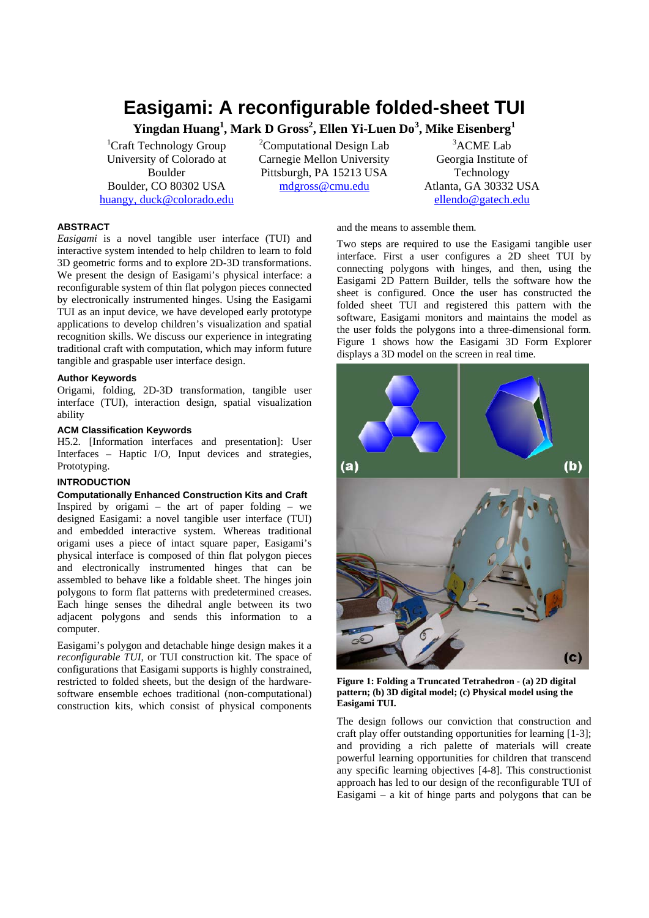# Easigami: A reconfigurable folded-sheet TUI

**Yingdan Huang[1], Mark D Gross[2], Ellen Yi-Luen Do[3], Mike Eisenberg[1]**

[1]Craft Technology Group
University of Colorado at Boulder
Boulder, CO 80302 USA
huangy, duck@colorado.edu

[2]Computational Design Lab
Carnegie Mellon University
Pittsburgh, PA 15213 USA
mdgross@cmu.edu

[3]ACME Lab
Georgia Institute of Technology
Atlanta, GA 30332 USA
ellendo@gatech.edu

## ABSTRACT

*Easigami* is a novel tangible user interface (TUI) and interactive system intended to help children to learn to fold 3D geometric forms and to explore 2D-3D transformations. We present the design of Easigami's physical interface: a reconfigurable system of thin flat polygon pieces connected by electronically instrumented hinges. Using the Easigami TUI as an input device, we have developed early prototype applications to develop children's visualization and spatial recognition skills. We discuss our experience in integrating traditional craft with computation, which may inform future tangible and graspable user interface design.

### Author Keywords

Origami, folding, 2D-3D transformation, tangible user interface (TUI), interaction design, spatial visualization ability

### ACM Classification Keywords

H5.2. [Information interfaces and presentation]: User Interfaces – Haptic I/O, Input devices and strategies, Prototyping.

## INTRODUCTION

### Computationally Enhanced Construction Kits and Craft

Inspired by origami – the art of paper folding – we designed Easigami: a novel tangible user interface (TUI) and embedded interactive system. Whereas traditional origami uses a piece of intact square paper, Easigami's physical interface is composed of thin flat polygon pieces and electronically instrumented hinges that can be assembled to behave like a foldable sheet. The hinges join polygons to form flat patterns with predetermined creases. Each hinge senses the dihedral angle between its two adjacent polygons and sends this information to a computer.

Easigami's polygon and detachable hinge design makes it a *reconfigurable TUI*, or TUI construction kit. The space of configurations that Easigami supports is highly constrained, restricted to folded sheets, but the design of the hardware-software ensemble echoes traditional (non-computational) construction kits, which consist of physical components and the means to assemble them.

Two steps are required to use the Easigami tangible user interface. First a user configures a 2D sheet TUI by connecting polygons with hinges, and then, using the Easigami 2D Pattern Builder, tells the software how the sheet is configured. Once the user has constructed the folded sheet TUI and registered this pattern with the software, Easigami monitors and maintains the model as the user folds the polygons into a three-dimensional form. Figure 1 shows how the Easigami 3D Form Explorer displays a 3D model on the screen in real time.

**Figure 1: Folding a Truncated Tetrahedron - (a) 2D digital pattern; (b) 3D digital model; (c) Physical model using the Easigami TUI.**

The design follows our conviction that construction and craft play offer outstanding opportunities for learning [1-3]; and providing a rich palette of materials will create powerful learning opportunities for children that transcend any specific learning objectives [4-8]. This constructionist approach has led to our design of the reconfigurable TUI of Easigami – a kit of hinge parts and polygons that can be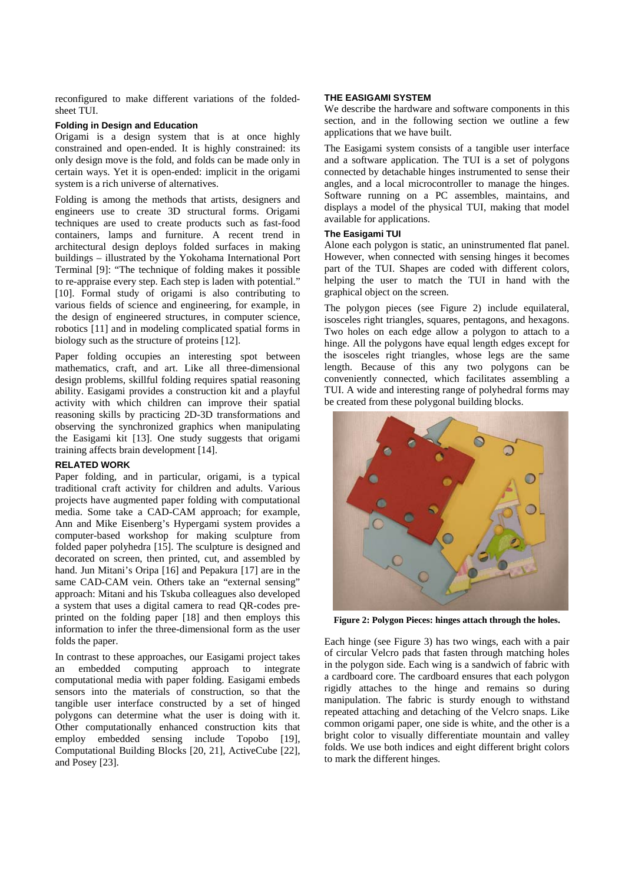reconfigured to make different variations of the folded-sheet TUI.

### Folding in Design and Education

Origami is a design system that is at once highly constrained and open-ended. It is highly constrained: its only design move is the fold, and folds can be made only in certain ways. Yet it is open-ended: implicit in the origami system is a rich universe of alternatives.

Folding is among the methods that artists, designers and engineers use to create 3D structural forms. Origami techniques are used to create products such as fast-food containers, lamps and furniture. A recent trend in architectural design deploys folded surfaces in making buildings – illustrated by the Yokohama International Port Terminal [9]: "The technique of folding makes it possible to re-appraise every step. Each step is laden with potential." [10]. Formal study of origami is also contributing to various fields of science and engineering, for example, in the design of engineered structures, in computer science, robotics [11] and in modeling complicated spatial forms in biology such as the structure of proteins [12].

Paper folding occupies an interesting spot between mathematics, craft, and art. Like all three-dimensional design problems, skillful folding requires spatial reasoning ability. Easigami provides a construction kit and a playful activity with which children can improve their spatial reasoning skills by practicing 2D-3D transformations and observing the synchronized graphics when manipulating the Easigami kit [13]. One study suggests that origami training affects brain development [14].

## RELATED WORK

Paper folding, and in particular, origami, is a typical traditional craft activity for children and adults. Various projects have augmented paper folding with computational media. Some take a CAD-CAM approach; for example, Ann and Mike Eisenberg's Hypergami system provides a computer-based workshop for making sculpture from folded paper polyhedra [15]. The sculpture is designed and decorated on screen, then printed, cut, and assembled by hand. Jun Mitani's Oripa [16] and Pepakura [17] are in the same CAD-CAM vein. Others take an "external sensing" approach: Mitani and his Tskuba colleagues also developed a system that uses a digital camera to read QR-codes pre-printed on the folding paper [18] and then employs this information to infer the three-dimensional form as the user folds the paper.

In contrast to these approaches, our Easigami project takes an embedded computing approach to integrate computational media with paper folding. Easigami embeds sensors into the materials of construction, so that the tangible user interface constructed by a set of hinged polygons can determine what the user is doing with it. Other computationally enhanced construction kits that employ embedded sensing include Topobo [19], Computational Building Blocks [20, 21], ActiveCube [22], and Posey [23].

## THE EASIGAMI SYSTEM

We describe the hardware and software components in this section, and in the following section we outline a few applications that we have built.

The Easigami system consists of a tangible user interface and a software application. The TUI is a set of polygons connected by detachable hinges instrumented to sense their angles, and a local microcontroller to manage the hinges. Software running on a PC assembles, maintains, and displays a model of the physical TUI, making that model available for applications.

### The Easigami TUI

Alone each polygon is static, an uninstrumented flat panel. However, when connected with sensing hinges it becomes part of the TUI. Shapes are coded with different colors, helping the user to match the TUI in hand with the graphical object on the screen.

The polygon pieces (see Figure 2) include equilateral, isosceles right triangles, squares, pentagons, and hexagons. Two holes on each edge allow a polygon to attach to a hinge. All the polygons have equal length edges except for the isosceles right triangles, whose legs are the same length. Because of this any two polygons can be conveniently connected, which facilitates assembling a TUI. A wide and interesting range of polyhedral forms may be created from these polygonal building blocks.

**Figure 2: Polygon Pieces: hinges attach through the holes.**

Each hinge (see Figure 3) has two wings, each with a pair of circular Velcro pads that fasten through matching holes in the polygon side. Each wing is a sandwich of fabric with a cardboard core. The cardboard ensures that each polygon rigidly attaches to the hinge and remains so during manipulation. The fabric is sturdy enough to withstand repeated attaching and detaching of the Velcro snaps. Like common origami paper, one side is white, and the other is a bright color to visually differentiate mountain and valley folds. We use both indices and eight different bright colors to mark the different hinges.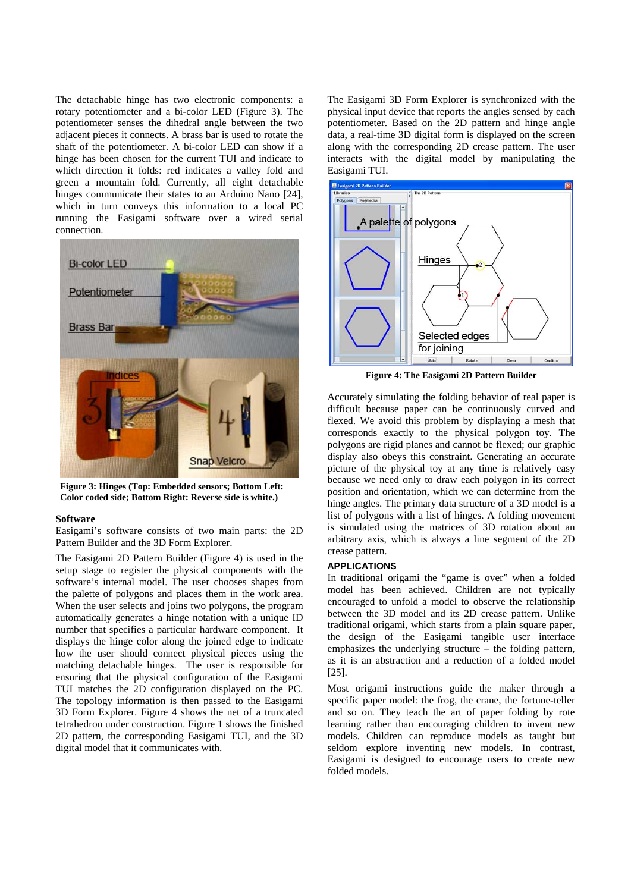The detachable hinge has two electronic components: a rotary potentiometer and a bi-color LED (Figure 3). The potentiometer senses the dihedral angle between the two adjacent pieces it connects. A brass bar is used to rotate the shaft of the potentiometer. A bi-color LED can show if a hinge has been chosen for the current TUI and indicate to which direction it folds: red indicates a valley fold and green a mountain fold. Currently, all eight detachable hinges communicate their states to an Arduino Nano [24], which in turn conveys this information to a local PC running the Easigami software over a wired serial connection.

**Figure 3: Hinges (Top: Embedded sensors; Bottom Left: Color coded side; Bottom Right: Reverse side is white.)**

**Software**

Easigami's software consists of two main parts: the 2D Pattern Builder and the 3D Form Explorer.

The Easigami 2D Pattern Builder (Figure 4) is used in the setup stage to register the physical components with the software's internal model. The user chooses shapes from the palette of polygons and places them in the work area. When the user selects and joins two polygons, the program automatically generates a hinge notation with a unique ID number that specifies a particular hardware component. It displays the hinge color along the joined edge to indicate how the user should connect physical pieces using the matching detachable hinges. The user is responsible for ensuring that the physical configuration of the Easigami TUI matches the 2D configuration displayed on the PC. The topology information is then passed to the Easigami 3D Form Explorer. Figure 4 shows the net of a truncated tetrahedron under construction. Figure 1 shows the finished 2D pattern, the corresponding Easigami TUI, and the 3D digital model that it communicates with.

The Easigami 3D Form Explorer is synchronized with the physical input device that reports the angles sensed by each potentiometer. Based on the 2D pattern and hinge angle data, a real-time 3D digital form is displayed on the screen along with the corresponding 2D crease pattern. The user interacts with the digital model by manipulating the Easigami TUI.

**Figure 4: The Easigami 2D Pattern Builder**

Accurately simulating the folding behavior of real paper is difficult because paper can be continuously curved and flexed. We avoid this problem by displaying a mesh that corresponds exactly to the physical polygon toy. The polygons are rigid planes and cannot be flexed; our graphic display also obeys this constraint. Generating an accurate picture of the physical toy at any time is relatively easy because we need only to draw each polygon in its correct position and orientation, which we can determine from the hinge angles. The primary data structure of a 3D model is a list of polygons with a list of hinges. A folding movement is simulated using the matrices of 3D rotation about an arbitrary axis, which is always a line segment of the 2D crease pattern.

## APPLICATIONS

In traditional origami the "game is over" when a folded model has been achieved. Children are not typically encouraged to unfold a model to observe the relationship between the 3D model and its 2D crease pattern. Unlike traditional origami, which starts from a plain square paper, the design of the Easigami tangible user interface emphasizes the underlying structure – the folding pattern, as it is an abstraction and a reduction of a folded model [25].

Most origami instructions guide the maker through a specific paper model: the frog, the crane, the fortune-teller and so on. They teach the art of paper folding by rote learning rather than encouraging children to invent new models. Children can reproduce models as taught but seldom explore inventing new models. In contrast, Easigami is designed to encourage users to create new folded models.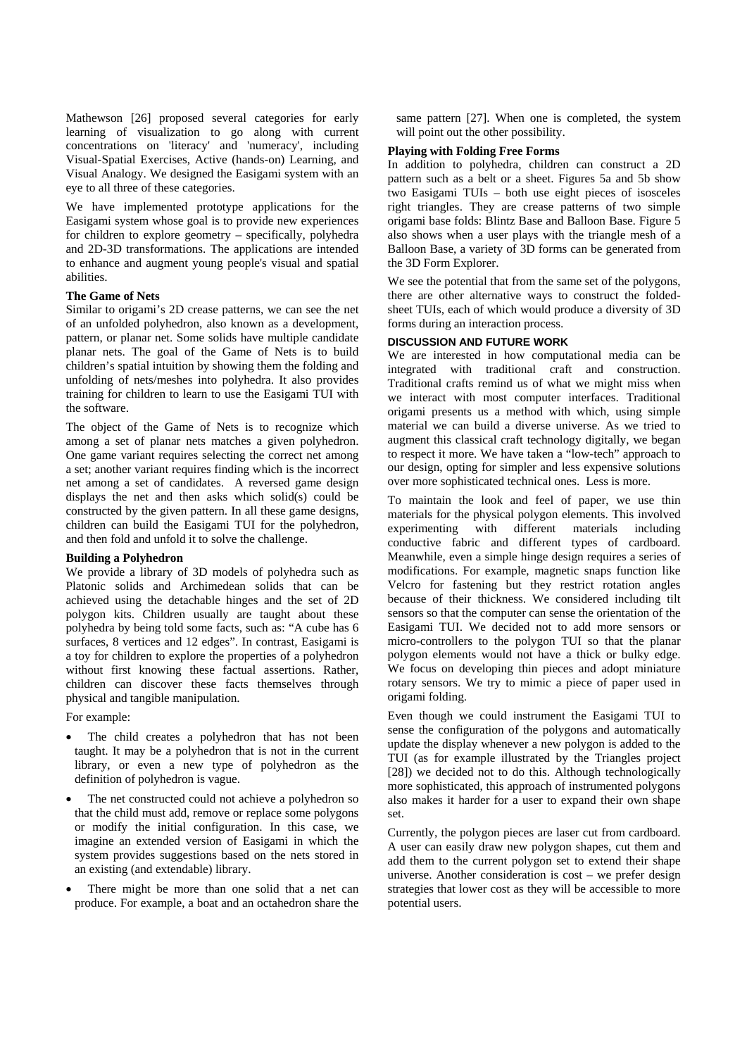Mathewson [26] proposed several categories for early learning of visualization to go along with current concentrations on 'literacy' and 'numeracy', including Visual-Spatial Exercises, Active (hands-on) Learning, and Visual Analogy. We designed the Easigami system with an eye to all three of these categories.

We have implemented prototype applications for the Easigami system whose goal is to provide new experiences for children to explore geometry – specifically, polyhedra and 2D-3D transformations. The applications are intended to enhance and augment young people's visual and spatial abilities.

### The Game of Nets

Similar to origami's 2D crease patterns, we can see the net of an unfolded polyhedron, also known as a development, pattern, or planar net. Some solids have multiple candidate planar nets. The goal of the Game of Nets is to build children's spatial intuition by showing them the folding and unfolding of nets/meshes into polyhedra. It also provides training for children to learn to use the Easigami TUI with the software.

The object of the Game of Nets is to recognize which among a set of planar nets matches a given polyhedron. One game variant requires selecting the correct net among a set; another variant requires finding which is the incorrect net among a set of candidates. A reversed game design displays the net and then asks which solid(s) could be constructed by the given pattern. In all these game designs, children can build the Easigami TUI for the polyhedron, and then fold and unfold it to solve the challenge.

### Building a Polyhedron

We provide a library of 3D models of polyhedra such as Platonic solids and Archimedean solids that can be achieved using the detachable hinges and the set of 2D polygon kits. Children usually are taught about these polyhedra by being told some facts, such as: "A cube has 6 surfaces, 8 vertices and 12 edges". In contrast, Easigami is a toy for children to explore the properties of a polyhedron without first knowing these factual assertions. Rather, children can discover these facts themselves through physical and tangible manipulation.

For example:

- The child creates a polyhedron that has not been taught. It may be a polyhedron that is not in the current library, or even a new type of polyhedron as the definition of polyhedron is vague.
- The net constructed could not achieve a polyhedron so that the child must add, remove or replace some polygons or modify the initial configuration. In this case, we imagine an extended version of Easigami in which the system provides suggestions based on the nets stored in an existing (and extendable) library.
- There might be more than one solid that a net can produce. For example, a boat and an octahedron share the same pattern [27]. When one is completed, the system will point out the other possibility.

### Playing with Folding Free Forms

In addition to polyhedra, children can construct a 2D pattern such as a belt or a sheet. Figures 5a and 5b show two Easigami TUIs – both use eight pieces of isosceles right triangles. They are crease patterns of two simple origami base folds: Blintz Base and Balloon Base. Figure 5 also shows when a user plays with the triangle mesh of a Balloon Base, a variety of 3D forms can be generated from the 3D Form Explorer.

We see the potential that from the same set of the polygons, there are other alternative ways to construct the folded-sheet TUIs, each of which would produce a diversity of 3D forms during an interaction process.

## DISCUSSION AND FUTURE WORK

We are interested in how computational media can be integrated with traditional craft and construction. Traditional crafts remind us of what we might miss when we interact with most computer interfaces. Traditional origami presents us a method with which, using simple material we can build a diverse universe. As we tried to augment this classical craft technology digitally, we began to respect it more. We have taken a "low-tech" approach to our design, opting for simpler and less expensive solutions over more sophisticated technical ones. Less is more.

To maintain the look and feel of paper, we use thin materials for the physical polygon elements. This involved experimenting with different materials including conductive fabric and different types of cardboard. Meanwhile, even a simple hinge design requires a series of modifications. For example, magnetic snaps function like Velcro for fastening but they restrict rotation angles because of their thickness. We considered including tilt sensors so that the computer can sense the orientation of the Easigami TUI. We decided not to add more sensors or micro-controllers to the polygon TUI so that the planar polygon elements would not have a thick or bulky edge. We focus on developing thin pieces and adopt miniature rotary sensors. We try to mimic a piece of paper used in origami folding.

Even though we could instrument the Easigami TUI to sense the configuration of the polygons and automatically update the display whenever a new polygon is added to the TUI (as for example illustrated by the Triangles project [28]) we decided not to do this. Although technologically more sophisticated, this approach of instrumented polygons also makes it harder for a user to expand their own shape set.

Currently, the polygon pieces are laser cut from cardboard. A user can easily draw new polygon shapes, cut them and add them to the current polygon set to extend their shape universe. Another consideration is cost – we prefer design strategies that lower cost as they will be accessible to more potential users.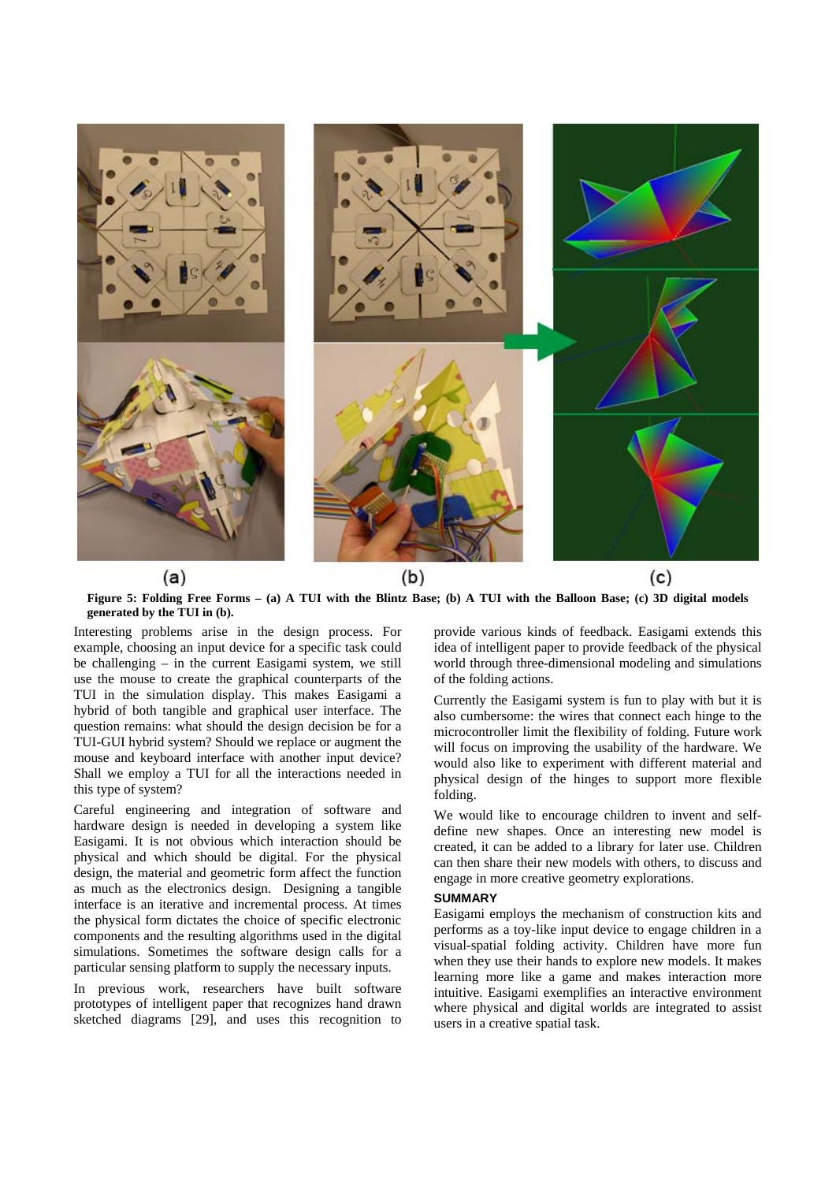**Figure 5: Folding Free Forms – (a) A TUI with the Blintz Base; (b) A TUI with the Balloon Base; (c) 3D digital models generated by the TUI in (b).**

Interesting problems arise in the design process. For example, choosing an input device for a specific task could be challenging – in the current Easigami system, we still use the mouse to create the graphical counterparts of the TUI in the simulation display. This makes Easigami a hybrid of both tangible and graphical user interface. The question remains: what should the design decision be for a TUI-GUI hybrid system? Should we replace or augment the mouse and keyboard interface with another input device? Shall we employ a TUI for all the interactions needed in this type of system?

Careful engineering and integration of software and hardware design is needed in developing a system like Easigami. It is not obvious which interaction should be physical and which should be digital. For the physical design, the material and geometric form affect the function as much as the electronics design. Designing a tangible interface is an iterative and incremental process. At times the physical form dictates the choice of specific electronic components and the resulting algorithms used in the digital simulations. Sometimes the software design calls for a particular sensing platform to supply the necessary inputs.

In previous work, researchers have built software prototypes of intelligent paper that recognizes hand drawn sketched diagrams [29], and uses this recognition to provide various kinds of feedback. Easigami extends this idea of intelligent paper to provide feedback of the physical world through three-dimensional modeling and simulations of the folding actions.

Currently the Easigami system is fun to play with but it is also cumbersome: the wires that connect each hinge to the microcontroller limit the flexibility of folding. Future work will focus on improving the usability of the hardware. We would also like to experiment with different material and physical design of the hinges to support more flexible folding.

We would like to encourage children to invent and self-define new shapes. Once an interesting new model is created, it can be added to a library for later use. Children can then share their new models with others, to discuss and engage in more creative geometry explorations.

## SUMMARY

Easigami employs the mechanism of construction kits and performs as a toy-like input device to engage children in a visual-spatial folding activity. Children have more fun when they use their hands to explore new models. It makes learning more like a game and makes interaction more intuitive. Easigami exemplifies an interactive environment where physical and digital worlds are integrated to assist users in a creative spatial task.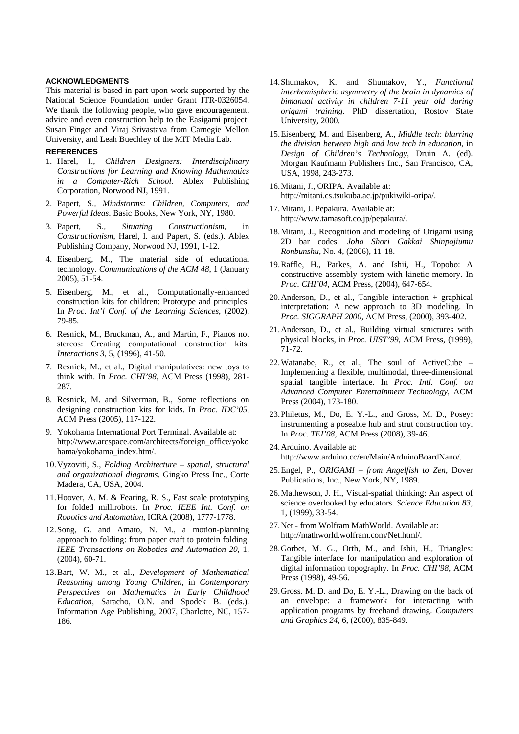## ACKNOWLEDGMENTS

This material is based in part upon work supported by the National Science Foundation under Grant ITR-0326054. We thank the following people, who gave encouragement, advice and even construction help to the Easigami project: Susan Finger and Viraj Srivastava from Carnegie Mellon University, and Leah Buechley of the MIT Media Lab.

## REFERENCES

1. Harel, I., *Children Designers: Interdisciplinary Constructions for Learning and Knowing Mathematics in a Computer-Rich School*. Ablex Publishing Corporation, Norwood NJ, 1991.
2. Papert, S., *Mindstorms: Children, Computers, and Powerful Ideas*. Basic Books, New York, NY, 1980.
3. Papert, S., *Situating Constructionism*, in *Constructionism*, Harel, I. and Papert, S. (eds.). Ablex Publishing Company, Norwood NJ, 1991, 1-12.
4. Eisenberg, M., The material side of educational technology. *Communications of the ACM 48*, 1 (January 2005), 51-54.
5. Eisenberg, M., et al., Computationally-enhanced construction kits for children: Prototype and principles. In *Proc. Int'l Conf. of the Learning Sciences*, (2002), 79-85.
6. Resnick, M., Bruckman, A., and Martin, F., Pianos not stereos: Creating computational construction kits. *Interactions 3*, 5, (1996), 41-50.
7. Resnick, M., et al., Digital manipulatives: new toys to think with. In *Proc. CHI'98*, ACM Press (1998), 281-287.
8. Resnick, M. and Silverman, B., Some reflections on designing construction kits for kids. In *Proc. IDC'05*, ACM Press (2005), 117-122.
9. Yokohama International Port Terminal. Available at: http://www.arcspace.com/architects/foreign_office/yokohama/yokohama_index.htm/.
10. Vyzoviti, S., *Folding Architecture – spatial, structural and organizational diagrams*. Gingko Press Inc., Corte Madera, CA, USA, 2004.
11. Hoover, A. M. & Fearing, R. S., Fast scale prototyping for folded millirobots. In *Proc. IEEE Int. Conf. on Robotics and Automation*, ICRA (2008), 1777-1778.
12. Song, G. and Amato, N. M., a motion-planning approach to folding: from paper craft to protein folding. *IEEE Transactions on Robotics and Automation 20*, 1, (2004), 60-71.
13. Bart, W. M., et al., *Development of Mathematical Reasoning among Young Children*, in *Contemporary Perspectives on Mathematics in Early Childhood Education*, Saracho, O.N. and Spodek B. (eds.). Information Age Publishing, 2007, Charlotte, NC, 157-186.
14. Shumakov, K. and Shumakov, Y., *Functional interhemispheric asymmetry of the brain in dynamics of bimanual activity in children 7-11 year old during origami training*. PhD dissertation, Rostov State University, 2000.
15. Eisenberg, M. and Eisenberg, A., *Middle tech: blurring the division between high and low tech in education*, in *Design of Children's Technology*, Druin A. (ed). Morgan Kaufmann Publishers Inc., San Francisco, CA, USA, 1998, 243-273.
16. Mitani, J., ORIPA. Available at: http://mitani.cs.tsukuba.ac.jp/pukiwiki-oripa/.
17. Mitani, J. Pepakura. Available at: http://www.tamasoft.co.jp/pepakura/.
18. Mitani, J., Recognition and modeling of Origami using 2D bar codes. *Joho Shori Gakkai Shinpojiumu Ronbunshu*, No. 4, (2006), 11-18.
19. Raffle, H., Parkes, A. and Ishii, H., Topobo: A constructive assembly system with kinetic memory. In *Proc. CHI'04*, ACM Press, (2004), 647-654.
20. Anderson, D., et al., Tangible interaction + graphical interpretation: A new approach to 3D modeling. In *Proc. SIGGRAPH 2000*, ACM Press, (2000), 393-402.
21. Anderson, D., et al., Building virtual structures with physical blocks, in *Proc. UIST'99*, ACM Press, (1999), 71-72.
22. Watanabe, R., et al., The soul of ActiveCube – Implementing a flexible, multimodal, three-dimensional spatial tangible interface. In *Proc. Intl. Conf. on Advanced Computer Entertainment Technology*, ACM Press (2004), 173-180.
23. Philetus, M., Do, E. Y.-L., and Gross, M. D., Posey: instrumenting a poseable hub and strut construction toy. In *Proc. TEI'08*, ACM Press (2008), 39-46.
24. Arduino. Available at: http://www.arduino.cc/en/Main/ArduinoBoardNano/.
25. Engel, P., *ORIGAMI – from Angelfish to Zen*, Dover Publications, Inc., New York, NY, 1989.
26. Mathewson, J. H., Visual-spatial thinking: An aspect of science overlooked by educators. *Science Education 83*, 1, (1999), 33-54.
27. Net - from Wolfram MathWorld. Available at: http://mathworld.wolfram.com/Net.html/.
28. Gorbet, M. G., Orth, M., and Ishii, H., Triangles: Tangible interface for manipulation and exploration of digital information topography. In *Proc. CHI'98*, ACM Press (1998), 49-56.
29. Gross. M. D. and Do, E. Y.-L., Drawing on the back of an envelope: a framework for interacting with application programs by freehand drawing. *Computers and Graphics 24*, 6, (2000), 835-849.